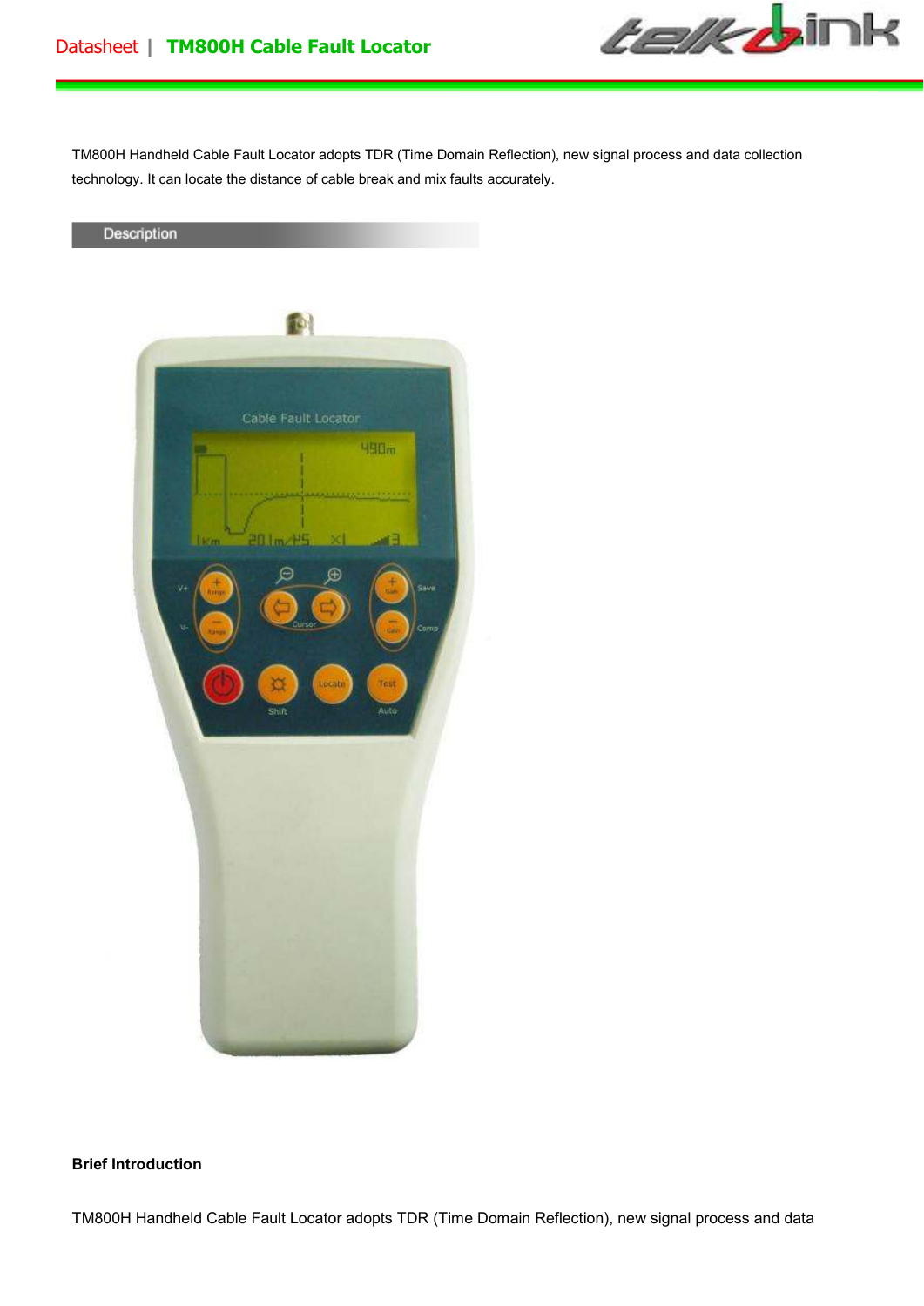TM800H Handheld Cable Fault Locator adopts TDR (Time Domain Reflection), new signal process and data collection technology. It can locate the distance of cable break and mix faults accurately.

## Description

**Brief Introduction**

TM800H Handheld Cable Fault Locator adopts TDR (Time Domain Reflection), new signal process and data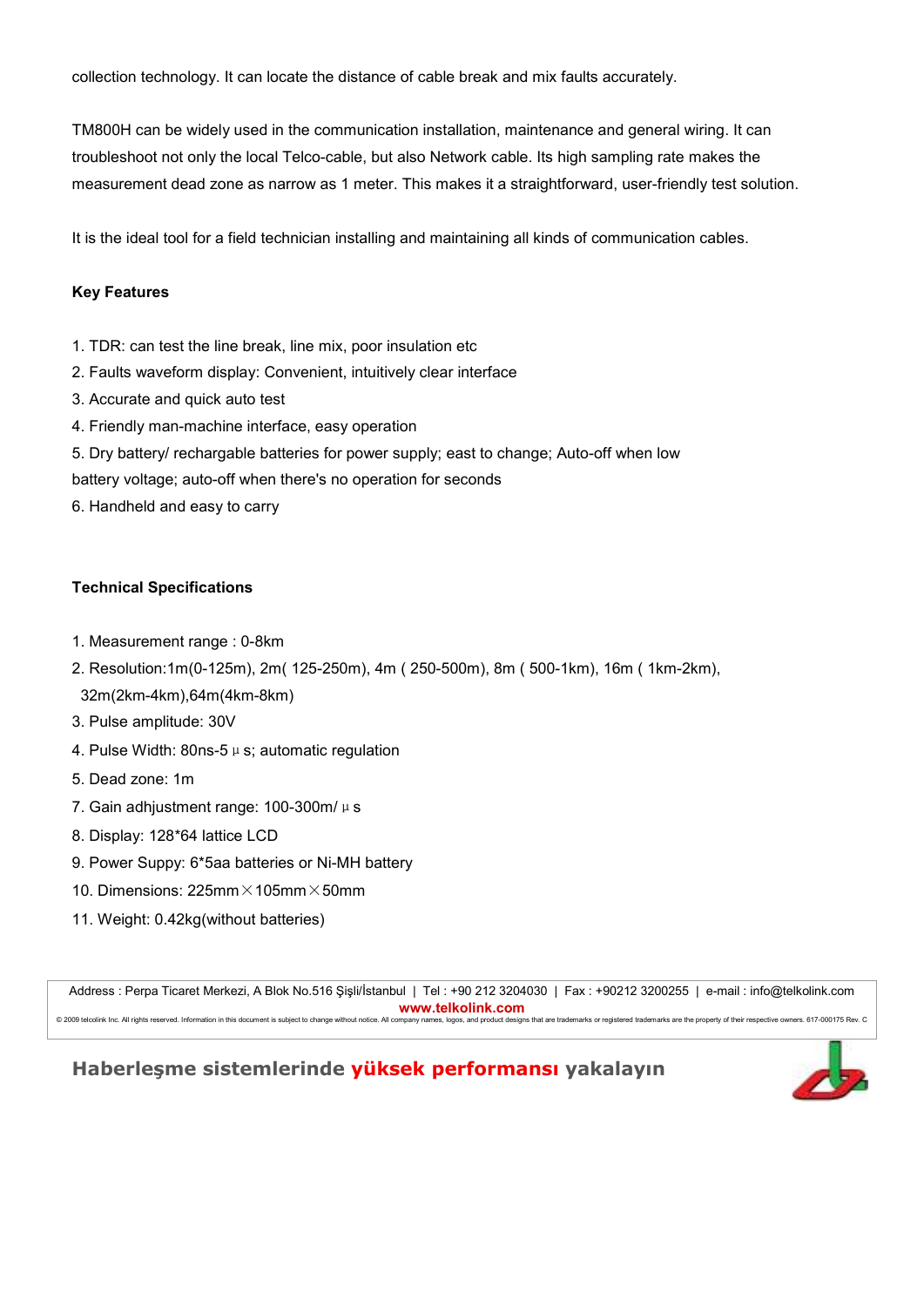collection technology. It can locate the distance of cable break and mix faults accurately.

TM800H can be widely used in the communication installation, maintenance and general wiring. It can troubleshoot not only the local Telco-cable, but also Network cable. Its high sampling rate makes the measurement dead zone as narrow as 1 meter. This makes it a straightforward, user-friendly test solution.

It is the ideal tool for a field technician installing and maintaining all kinds of communication cables.

**Key Features**

1. TDR: can test the line break, line mix, poor insulation etc
2. Faults waveform display: Convenient, intuitively clear interface
3. Accurate and quick auto test
4. Friendly man-machine interface, easy operation
5. Dry battery/ rechargable batteries for power supply; east to change; Auto-off when low battery voltage; auto-off when there's no operation for seconds
6. Handheld and easy to carry

**Technical Specifications**

1. Measurement range : 0-8km
2. Resolution:1m(0-125m), 2m( 125-250m), 4m ( 250-500m), 8m ( 500-1km), 16m ( 1km-2km), 32m(2km-4km),64m(4km-8km)
3. Pulse amplitude: 30V
4. Pulse Width: 80ns-5 μ s; automatic regulation
5. Dead zone: 1m
7. Gain adhjustment range: 100-300m/ μ s
8. Display: 128*64 lattice LCD
9. Power Suppy: 6*5aa batteries or Ni-MH battery
10. Dimensions: 225mm×105mm×50mm
11. Weight: 0.42kg(without batteries)

Address : Perpa Ticaret Merkezi, A Blok No.516 Şişli/İstanbul | Tel : +90 212 3204030 | Fax : +90212 3200255 | e-mail : info@telkolink.com
**www.telkolink.com**
© 2009 telcolink Inc. All rights reserved. Information in this document is subject to change without notice. All company names, logos, and product designs that are trademarks or registered trademarks are the property of their respective owners. 617-000175 Rev. C

**Haberleşme sistemlerinde yüksek performansı yakalayın**